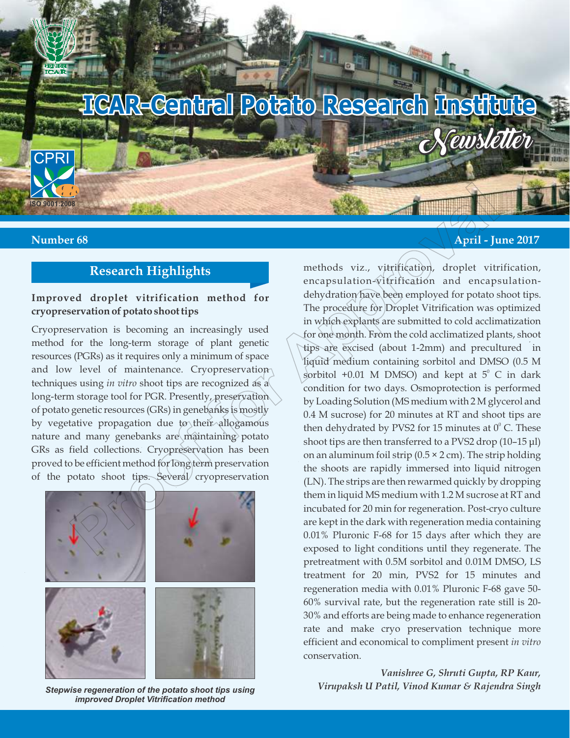# ICAR-Central Potato Research Institute Newsletter

**Number 68** **April - June 2017**

## Research Highlights

### Improved droplet vitrification method for cryopreservation of potato shoot tips

Cryopreservation is becoming an increasingly used method for the long-term storage of plant genetic resources (PGRs) as it requires only a minimum of space and low level of maintenance. Cryopreservation techniques using *in vitro* shoot tips are recognized as a long-term storage tool for PGR. Presently, preservation of potato genetic resources (GRs) in genebanks is mostly by vegetative propagation due to their allogamous nature and many genebanks are maintaining potato GRs as field collections. Cryopreservation has been proved to be efficient method for long term preservation of the potato shoot tips. Several cryopreservation methods viz., vitrification, droplet vitrification, encapsulation-vitrification and encapsulation-dehydration have been employed for potato shoot tips. The procedure for Droplet Vitrification was optimized in which explants are submitted to cold acclimatization for one month. From the cold acclimatized plants, shoot tips are excised (about 1-2mm) and precultured in liquid medium containing sorbitol and DMSO (0.5 M sorbitol +0.01 M DMSO) and kept at $5^0$ C in dark condition for two days. Osmoprotection is performed by Loading Solution (MS medium with 2 M glycerol and 0.4 M sucrose) for 20 minutes at RT and shoot tips are then dehydrated by PVS2 for 15 minutes at $0^0$ C. These shoot tips are then transferred to a PVS2 drop (10–15 µl) on an aluminum foil strip (0.5 × 2 cm). The strip holding the shoots are rapidly immersed into liquid nitrogen (LN). The strips are then rewarmed quickly by dropping them in liquid MS medium with 1.2 M sucrose at RT and incubated for 20 min for regeneration. Post-cryo culture are kept in the dark with regeneration media containing 0.01% Pluronic F-68 for 15 days after which they are exposed to light conditions until they regenerate. The pretreatment with 0.5M sorbitol and 0.01M DMSO, LS treatment for 20 min, PVS2 for 15 minutes and regeneration media with 0.01% Pluronic F-68 gave 50-60% survival rate, but the regeneration rate still is 20-30% and efforts are being made to enhance regeneration rate and make cryo preservation technique more efficient and economical to compliment present *in vitro* conservation.

***Stepwise regeneration of the potato shoot tips using improved Droplet Vitrification method***

*Vanishree G, Shruti Gupta, RP Kaur, Virupaksh U Patil, Vinod Kumar & Rajendra Singh*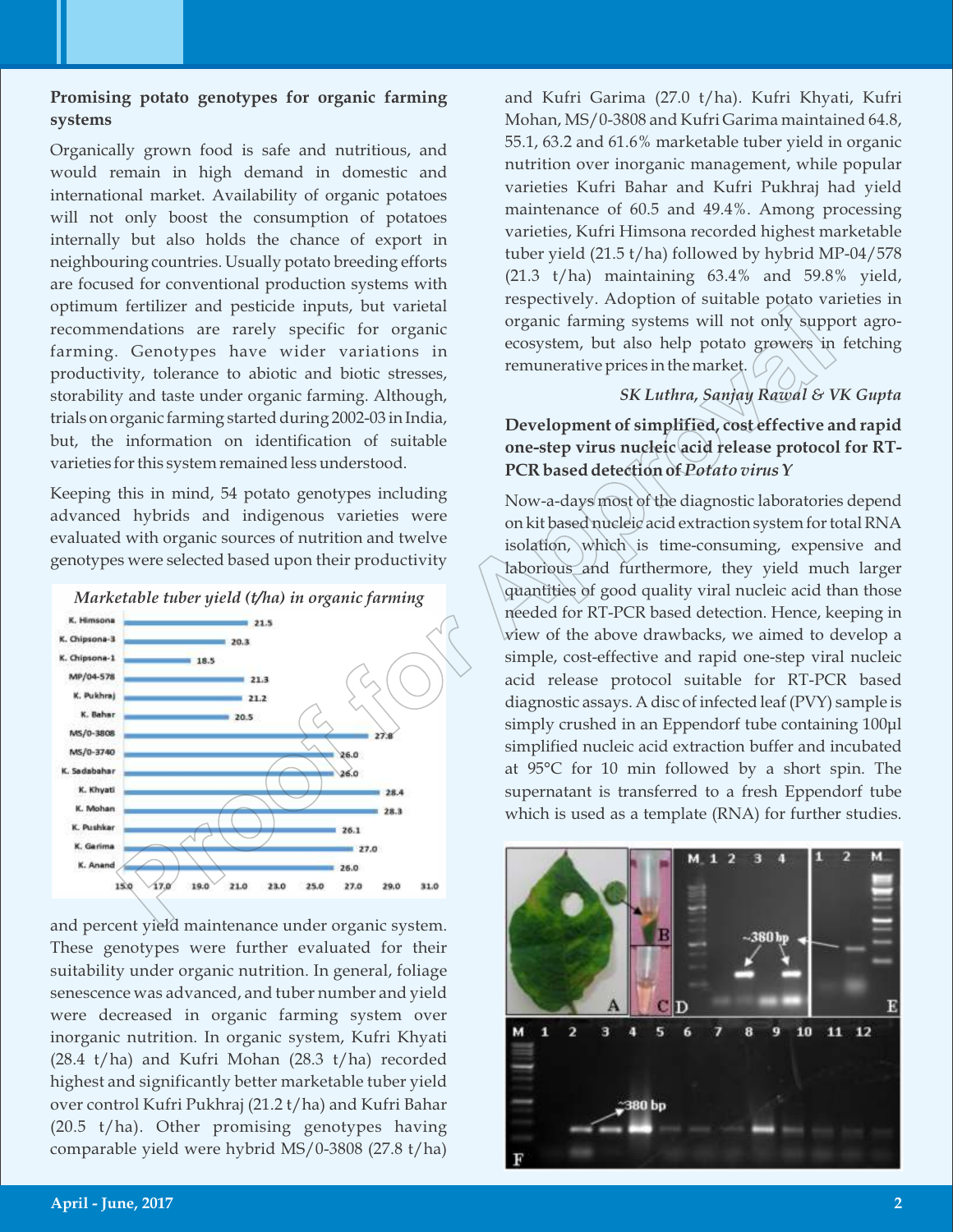## Promising potato genotypes for organic farming systems

Organically grown food is safe and nutritious, and would remain in high demand in domestic and international market. Availability of organic potatoes will not only boost the consumption of potatoes internally but also holds the chance of export in neighbouring countries. Usually potato breeding efforts are focused for conventional production systems with optimum fertilizer and pesticide inputs, but varietal recommendations are rarely specific for organic farming. Genotypes have wider variations in productivity, tolerance to abiotic and biotic stresses, storability and taste under organic farming. Although, trials on organic farming started during 2002-03 in India, but, the information on identification of suitable varieties for this system remained less understood.

Keeping this in mind, 54 potato genotypes including advanced hybrids and indigenous varieties were evaluated with organic sources of nutrition and twelve genotypes were selected based upon their productivity

*Marketable tuber yield (t/ha) in organic farming*

| Genotype | Yield (t/ha) |
|---|---|
| K. Himsona | 21.5 |
| K. Chipsona-3 | 20.3 |
| K. Chipsona-1 | 18.5 |
| MP/04-578 | 21.3 |
| K. Pukhraj | 21.2 |
| K. Bahar | 20.5 |
| MS/0-3808 | 27.8 |
| MS/0-3740 | 26.0 |
| K. Sadabahar | 26.0 |
| K. Khyati | 28.4 |
| K. Mohan | 28.3 |
| K. Pushkar | 26.1 |
| K. Garima | 27.0 |
| K. Anand | 26.0 |

and percent yield maintenance under organic system. These genotypes were further evaluated for their suitability under organic nutrition. In general, foliage senescence was advanced, and tuber number and yield were decreased in organic farming system over inorganic nutrition. In organic system, Kufri Khyati (28.4 t/ha) and Kufri Mohan (28.3 t/ha) recorded highest and significantly better marketable tuber yield over control Kufri Pukhraj (21.2 t/ha) and Kufri Bahar (20.5 t/ha). Other promising genotypes having comparable yield were hybrid MS/0-3808 (27.8 t/ha) and Kufri Garima (27.0 t/ha). Kufri Khyati, Kufri Mohan, MS/0-3808 and Kufri Garima maintained 64.8, 55.1, 63.2 and 61.6% marketable tuber yield in organic nutrition over inorganic management, while popular varieties Kufri Bahar and Kufri Pukhraj had yield maintenance of 60.5 and 49.4%. Among processing varieties, Kufri Himsona recorded highest marketable tuber yield (21.5 t/ha) followed by hybrid MP-04/578 (21.3 t/ha) maintaining 63.4% and 59.8% yield, respectively. Adoption of suitable potato varieties in organic farming systems will not only support agro-ecosystem, but also help potato growers in fetching remunerative prices in the market.

*SK Luthra, Sanjay Rawal & VK Gupta*

## Development of simplified, cost effective and rapid one-step virus nucleic acid release protocol for RT-PCR based detection of *Potato virus Y*

Now-a-days most of the diagnostic laboratories depend on kit based nucleic acid extraction system for total RNA isolation, which is time-consuming, expensive and laborious and furthermore, they yield much larger quantities of good quality viral nucleic acid than those needed for RT-PCR based detection. Hence, keeping in view of the above drawbacks, we aimed to develop a simple, cost-effective and rapid one-step viral nucleic acid release protocol suitable for RT-PCR based diagnostic assays. A disc of infected leaf (PVY) sample is simply crushed in an Eppendorf tube containing 100μl simplified nucleic acid extraction buffer and incubated at 95°C for 10 min followed by a short spin. The supernatant is transferred to a fresh Eppendorf tube which is used as a template (RNA) for further studies.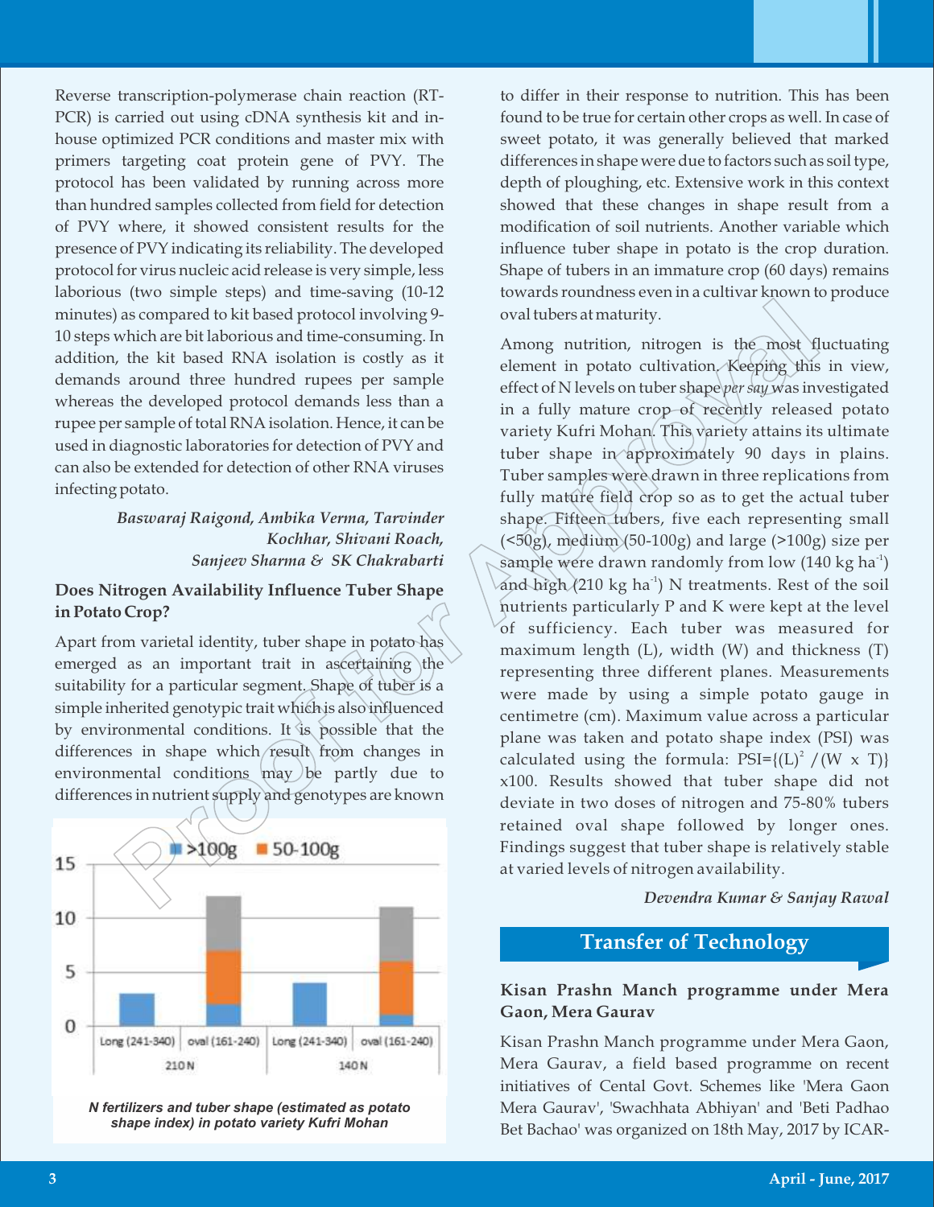Reverse transcription-polymerase chain reaction (RT-PCR) is carried out using cDNA synthesis kit and in-house optimized PCR conditions and master mix with primers targeting coat protein gene of PVY. The protocol has been validated by running across more than hundred samples collected from field for detection of PVY where, it showed consistent results for the presence of PVY indicating its reliability. The developed protocol for virus nucleic acid release is very simple, less laborious (two simple steps) and time-saving (10-12 minutes) as compared to kit based protocol involving 9-10 steps which are bit laborious and time-consuming. In addition, the kit based RNA isolation is costly as it demands around three hundred rupees per sample whereas the developed protocol demands less than a rupee per sample of total RNA isolation. Hence, it can be used in diagnostic laboratories for detection of PVY and can also be extended for detection of other RNA viruses infecting potato.

*Baswaraj Raigond, Ambika Verma, Tarvinder Kochhar, Shivani Roach, Sanjeev Sharma & SK Chakrabarti*

## Does Nitrogen Availability Influence Tuber Shape in Potato Crop?

Apart from varietal identity, tuber shape in potato has emerged as an important trait in ascertaining the suitability for a particular segment. Shape of tuber is a simple inherited genotypic trait which is also influenced by environmental conditions. It is possible that the differences in shape which result from changes in environmental conditions may be partly due to differences in nutrient supply and genotypes are known to differ in their response to nutrition. This has been found to be true for certain other crops as well. In case of sweet potato, it was generally believed that marked differences in shape were due to factors such as soil type, depth of ploughing, etc. Extensive work in this context showed that these changes in shape result from a modification of soil nutrients. Another variable which influence tuber shape in potato is the crop duration. Shape of tubers in an immature crop (60 days) remains towards roundness even in a cultivar known to produce oval tubers at maturity.

Among nutrition, nitrogen is the most fluctuating element in potato cultivation. Keeping this in view, effect of N levels on tuber shape *per say* was investigated in a fully mature crop of recently released potato variety Kufri Mohan. This variety attains its ultimate tuber shape in approximately 90 days in plains. Tuber samples were drawn in three replications from fully mature field crop so as to get the actual tuber shape. Fifteen tubers, five each representing small (<50g), medium (50-100g) and large (>100g) size per sample were drawn randomly from low (140 kg ha$^{-1}$) and high (210 kg ha$^{-1}$) N treatments. Rest of the soil nutrients particularly P and K were kept at the level of sufficiency. Each tuber was measured for maximum length (L), width (W) and thickness (T) representing three different planes. Measurements were made by using a simple potato gauge in centimetre (cm). Maximum value across a particular plane was taken and potato shape index (PSI) was calculated using the formula: $PSI=\{(L)^2 / (W \times T)\} \times 100$. Results showed that tuber shape did not deviate in two doses of nitrogen and 75-80% tubers retained oval shape followed by longer ones. Findings suggest that tuber shape is relatively stable at varied levels of nitrogen availability.

*N fertilizers and tuber shape (estimated as potato shape index) in potato variety Kufri Mohan*

*Devendra Kumar & Sanjay Rawal*

# Transfer of Technology

## Kisan Prashn Manch programme under Mera Gaon, Mera Gaurav

Kisan Prashn Manch programme under Mera Gaon, Mera Gaurav, a field based programme on recent initiatives of Cental Govt. Schemes like 'Mera Gaon Mera Gaurav', 'Swachhata Abhiyan' and 'Beti Padhao Bet Bachao' was organized on 18th May, 2017 by ICAR-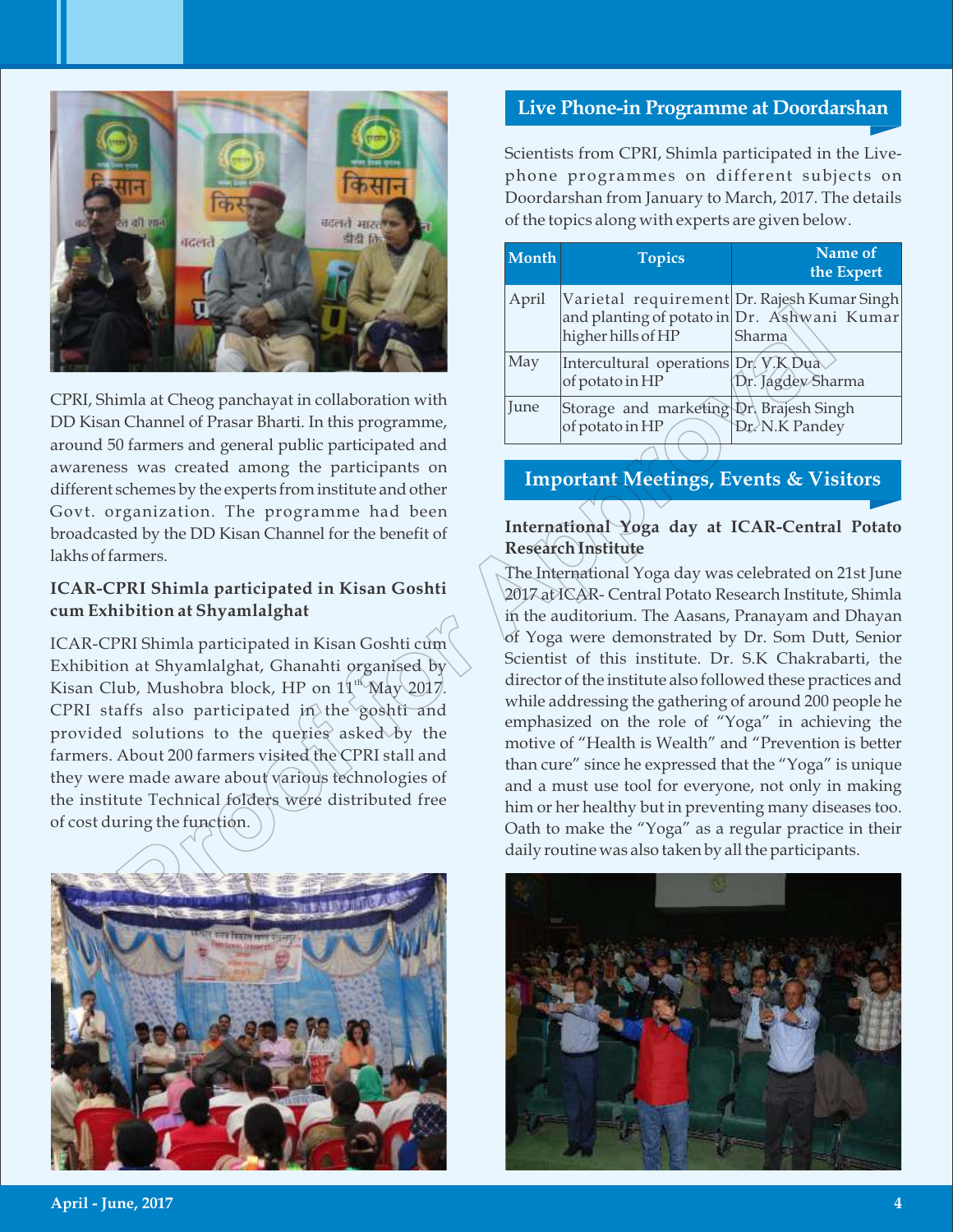CPRI, Shimla at Cheog panchayat in collaboration with DD Kisan Channel of Prasar Bharti. In this programme, around 50 farmers and general public participated and awareness was created among the participants on different schemes by the experts from institute and other Govt. organization. The programme had been broadcasted by the DD Kisan Channel for the benefit of lakhs of farmers.

### ICAR-CPRI Shimla participated in Kisan Goshti cum Exhibition at Shyamlalghat

ICAR-CPRI Shimla participated in Kisan Goshti cum Exhibition at Shyamlalghat, Ghanahti organised by Kisan Club, Mushobra block, HP on 11th May 2017. CPRI staffs also participated in the goshti and provided solutions to the queries asked by the farmers. About 200 farmers visited the CPRI stall and they were made aware about various technologies of the institute Technical folders were distributed free of cost during the function.

## Live Phone-in Programme at Doordarshan

Scientists from CPRI, Shimla participated in the Live-phone programmes on different subjects on Doordarshan from January to March, 2017. The details of the topics along with experts are given below.

| Month | Topics | Name of the Expert |
|---|---|---|
| April | Varietal requirement and planting of potato in higher hills of HP | Dr. Rajesh Kumar Singh<br>Dr. Ashwani Kumar Sharma |
| May | Intercultural operations of potato in HP | Dr. V.K Dua<br>Dr. Jagdev Sharma |
| June | Storage and marketing of potato in HP | Dr. Brajesh Singh<br>Dr. N.K Pandey |

## Important Meetings, Events & Visitors

### International Yoga day at ICAR-Central Potato Research Institute

The International Yoga day was celebrated on 21st June 2017 at ICAR- Central Potato Research Institute, Shimla in the auditorium. The Aasans, Pranayam and Dhayan of Yoga were demonstrated by Dr. Som Dutt, Senior Scientist of this institute. Dr. S.K Chakrabarti, the director of the institute also followed these practices and while addressing the gathering of around 200 people he emphasized on the role of "Yoga" in achieving the motive of "Health is Wealth" and "Prevention is better than cure" since he expressed that the "Yoga" is unique and a must use tool for everyone, not only in making him or her healthy but in preventing many diseases too. Oath to make the "Yoga" as a regular practice in their daily routine was also taken by all the participants.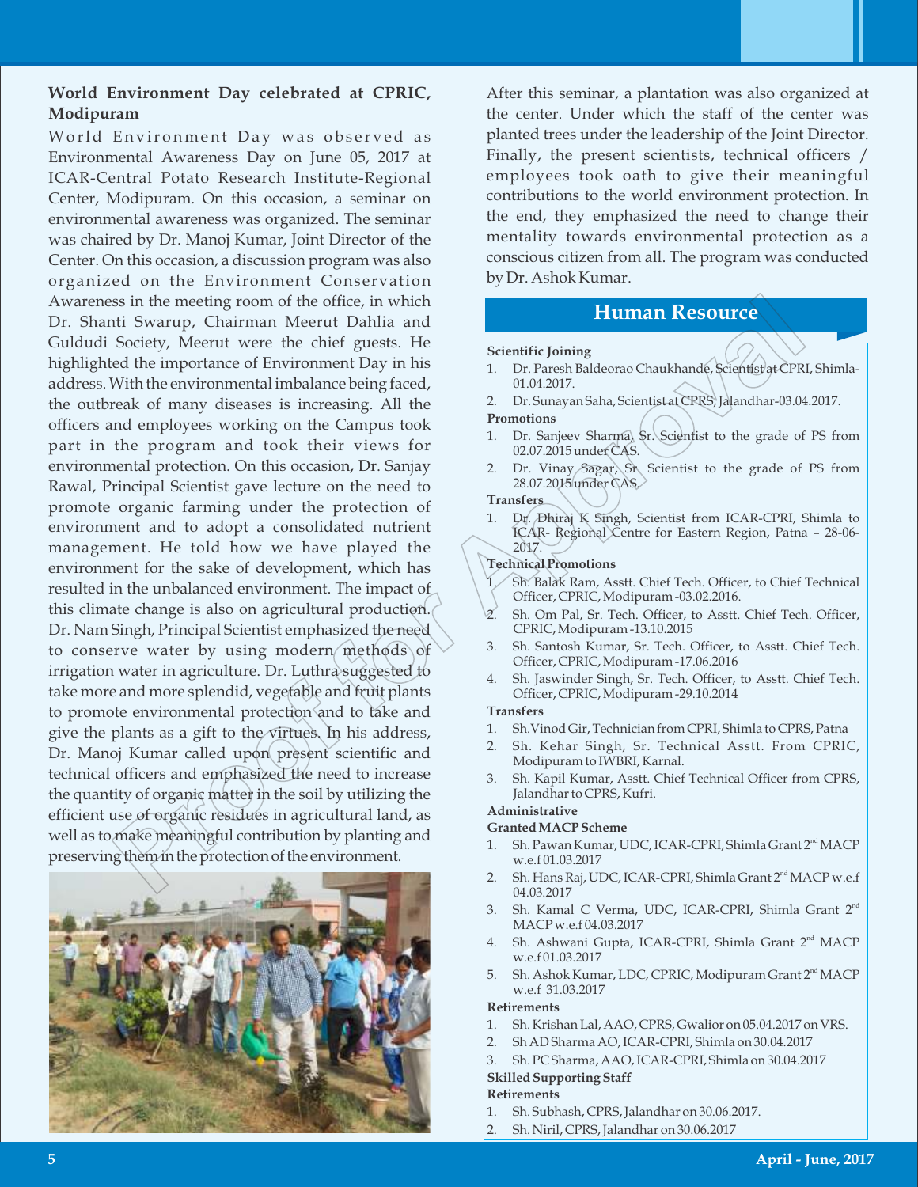## World Environment Day celebrated at CPRIC, Modipuram

World Environment Day was observed as Environmental Awareness Day on June 05, 2017 at ICAR-Central Potato Research Institute-Regional Center, Modipuram. On this occasion, a seminar on environmental awareness was organized. The seminar was chaired by Dr. Manoj Kumar, Joint Director of the Center. On this occasion, a discussion program was also organized on the Environment Conservation Awareness in the meeting room of the office, in which Dr. Shanti Swarup, Chairman Meerut Dahlia and Guldudi Society, Meerut were the chief guests. He highlighted the importance of Environment Day in his address. With the environmental imbalance being faced, the outbreak of many diseases is increasing. All the officers and employees working on the Campus took part in the program and took their views for environmental protection. On this occasion, Dr. Sanjay Rawal, Principal Scientist gave lecture on the need to promote organic farming under the protection of environment and to adopt a consolidated nutrient management. He told how we have played the environment for the sake of development, which has resulted in the unbalanced environment. The impact of this climate change is also on agricultural production. Dr. Nam Singh, Principal Scientist emphasized the need to conserve water by using modern methods of irrigation water in agriculture. Dr. Luthra suggested to take more and more splendid, vegetable and fruit plants to promote environmental protection and to take and give the plants as a gift to the virtues. In his address, Dr. Manoj Kumar called upon present scientific and technical officers and emphasized the need to increase the quantity of organic matter in the soil by utilizing the efficient use of organic residues in agricultural land, as well as to make meaningful contribution by planting and preserving them in the protection of the environment.

After this seminar, a plantation was also organized at the center. Under which the staff of the center was planted trees under the leadership of the Joint Director. Finally, the present scientists, technical officers / employees took oath to give their meaningful contributions to the world environment protection. In the end, they emphasized the need to change their mentality towards environmental protection as a conscious citizen from all. The program was conducted by Dr. Ashok Kumar.

## Human Resource

**Scientific Joining**

1. Dr. Paresh Baldeorao Chaukhande, Scientist at CPRI, Shimla-01.04.2017.
2. Dr. Sunayan Saha, Scientist at CPRS, Jalandhar-03.04.2017.

**Promotions**

1. Dr. Sanjeev Sharma, Sr. Scientist to the grade of PS from 02.07.2015 under CAS.
2. Dr. Vinay Sagar, Sr. Scientist to the grade of PS from 28.07.2015 under CAS.

**Transfers**

1. Dr. Dhiraj K Singh, Scientist from ICAR-CPRI, Shimla to ICAR- Regional Centre for Eastern Region, Patna – 28-06-2017.

**Technical Promotions**

1. Sh. Balak Ram, Asstt. Chief Tech. Officer, to Chief Technical Officer, CPRIC, Modipuram -03.02.2016.
2. Sh. Om Pal, Sr. Tech. Officer, to Asstt. Chief Tech. Officer, CPRIC, Modipuram -13.10.2015
3. Sh. Santosh Kumar, Sr. Tech. Officer, to Asstt. Chief Tech. Officer, CPRIC, Modipuram -17.06.2016
4. Sh. Jaswinder Singh, Sr. Tech. Officer, to Asstt. Chief Tech. Officer, CPRIC, Modipuram -29.10.2014

**Transfers**

1. Sh.Vinod Gir, Technician from CPRI, Shimla to CPRS, Patna
2. Sh. Kehar Singh, Sr. Technical Asstt. From CPRIC, Modipuram to IWBRI, Karnal.
3. Sh. Kapil Kumar, Asstt. Chief Technical Officer from CPRS, Jalandhar to CPRS, Kufri.

**Administrative**

**Granted MACP Scheme**

1. Sh. Pawan Kumar, UDC, ICAR-CPRI, Shimla Grant 2nd MACP w.e.f 01.03.2017
2. Sh. Hans Raj, UDC, ICAR-CPRI, Shimla Grant 2nd MACP w.e.f 04.03.2017
3. Sh. Kamal C Verma, UDC, ICAR-CPRI, Shimla Grant 2nd MACP w.e.f 04.03.2017
4. Sh. Ashwani Gupta, ICAR-CPRI, Shimla Grant 2nd MACP w.e.f 01.03.2017
5. Sh. Ashok Kumar, LDC, CPRIC, Modipuram Grant 2nd MACP w.e.f 31.03.2017

**Retirements**

1. Sh. Krishan Lal, AAO, CPRS, Gwalior on 05.04.2017 on VRS.
2. Sh AD Sharma AO, ICAR-CPRI, Shimla on 30.04.2017
3. Sh. PC Sharma, AAO, ICAR-CPRI, Shimla on 30.04.2017

**Skilled Supporting Staff**

**Retirements**

1. Sh. Subhash, CPRS, Jalandhar on 30.06.2017.
2. Sh. Niril, CPRS, Jalandhar on 30.06.2017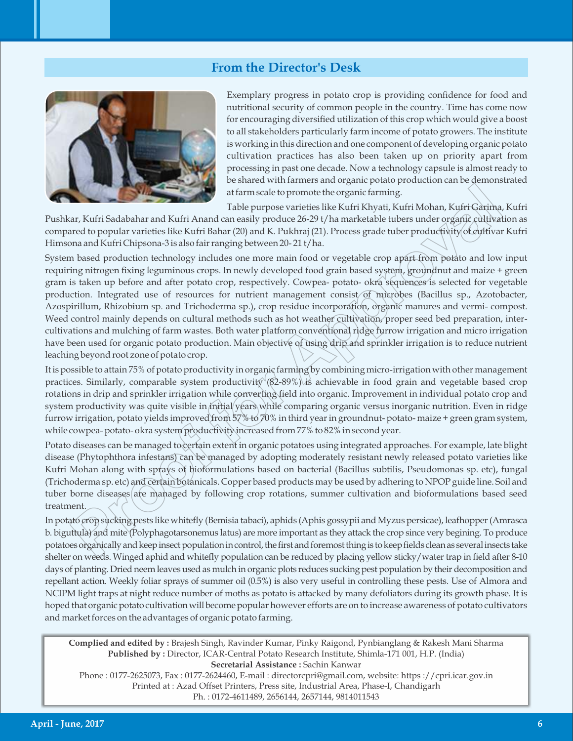## From the Director's Desk

Exemplary progress in potato crop is providing confidence for food and nutritional security of common people in the country. Time has come now for encouraging diversified utilization of this crop which would give a boost to all stakeholders particularly farm income of potato growers. The institute is working in this direction and one component of developing organic potato cultivation practices has also been taken up on priority apart from processing in past one decade. Now a technology capsule is almost ready to be shared with farmers and organic potato production can be demonstrated at farm scale to promote the organic farming.

Table purpose varieties like Kufri Khyati, Kufri Mohan, Kufri Garima, Kufri Pushkar, Kufri Sadabahar and Kufri Anand can easily produce 26-29 t/ha marketable tubers under organic cultivation as compared to popular varieties like Kufri Bahar (20) and K. Pukhraj (21). Process grade tuber productivity of cultivar Kufri Himsona and Kufri Chipsona-3 is also fair ranging between 20- 21 t/ha.

System based production technology includes one more main food or vegetable crop apart from potato and low input requiring nitrogen fixing leguminous crops. In newly developed food grain based system, groundnut and maize + green gram is taken up before and after potato crop, respectively. Cowpea- potato- okra sequences is selected for vegetable production. Integrated use of resources for nutrient management consist of microbes (Bacillus sp., Azotobacter, Azospirillum, Rhizobium sp. and Trichoderma sp.), crop residue incorporation, organic manures and vermi- compost. Weed control mainly depends on cultural methods such as hot weather cultivation, proper seed bed preparation, inter-cultivations and mulching of farm wastes. Both water platform conventional ridge furrow irrigation and micro irrigation have been used for organic potato production. Main objective of using drip and sprinkler irrigation is to reduce nutrient leaching beyond root zone of potato crop.

It is possible to attain 75% of potato productivity in organic farming by combining micro-irrigation with other management practices. Similarly, comparable system productivity (82-89%) is achievable in food grain and vegetable based crop rotations in drip and sprinkler irrigation while converting field into organic. Improvement in individual potato crop and system productivity was quite visible in initial years while comparing organic versus inorganic nutrition. Even in ridge furrow irrigation, potato yields improved from 57% to 70% in third year in groundnut- potato- maize + green gram system, while cowpea- potato- okra system productivity increased from 77% to 82% in second year.

Potato diseases can be managed to certain extent in organic potatoes using integrated approaches. For example, late blight disease (Phytophthora infestans) can be managed by adopting moderately resistant newly released potato varieties like Kufri Mohan along with sprays of bioformulations based on bacterial (Bacillus subtilis, Pseudomonas sp. etc), fungal (Trichoderma sp. etc) and certain botanicals. Copper based products may be used by adhering to NPOP guide line. Soil and tuber borne diseases are managed by following crop rotations, summer cultivation and bioformulations based seed treatment.

In potato crop sucking pests like whitefly (Bemisia tabaci), aphids (Aphis gossypii and Myzus persicae), leafhopper (Amrasca b. biguttula) and mite (Polyphagotarsonemus latus) are more important as they attack the crop since very begining. To produce potatoes organically and keep insect population in control, the first and foremost thing is to keep fields clean as several insects take shelter on weeds. Winged aphid and whitefly population can be reduced by placing yellow sticky/water trap in field after 8-10 days of planting. Dried neem leaves used as mulch in organic plots reduces sucking pest population by their decomposition and repellant action. Weekly foliar sprays of summer oil (0.5%) is also very useful in controlling these pests. Use of Almora and NCIPM light traps at night reduce number of moths as potato is attacked by many defoliators during its growth phase. It is hoped that organic potato cultivation will become popular however efforts are on to increase awareness of potato cultivators and market forces on the advantages of organic potato farming.

**Complied and edited by :** Brajesh Singh, Ravinder Kumar, Pinky Raigond, Pynbianglang & Rakesh Mani Sharma
**Published by :** Director, ICAR-Central Potato Research Institute, Shimla-171 001, H.P. (India)
**Secretarial Assistance :** Sachin Kanwar
Phone : 0177-2625073, Fax : 0177-2624460, E-mail : directorcpri@gmail.com, website: https ://cpri.icar.gov.in
Printed at : Azad Offset Printers, Press site, Industrial Area, Phase-I, Chandigarh
Ph. : 0172-4611489, 2656144, 2657144, 9814011543